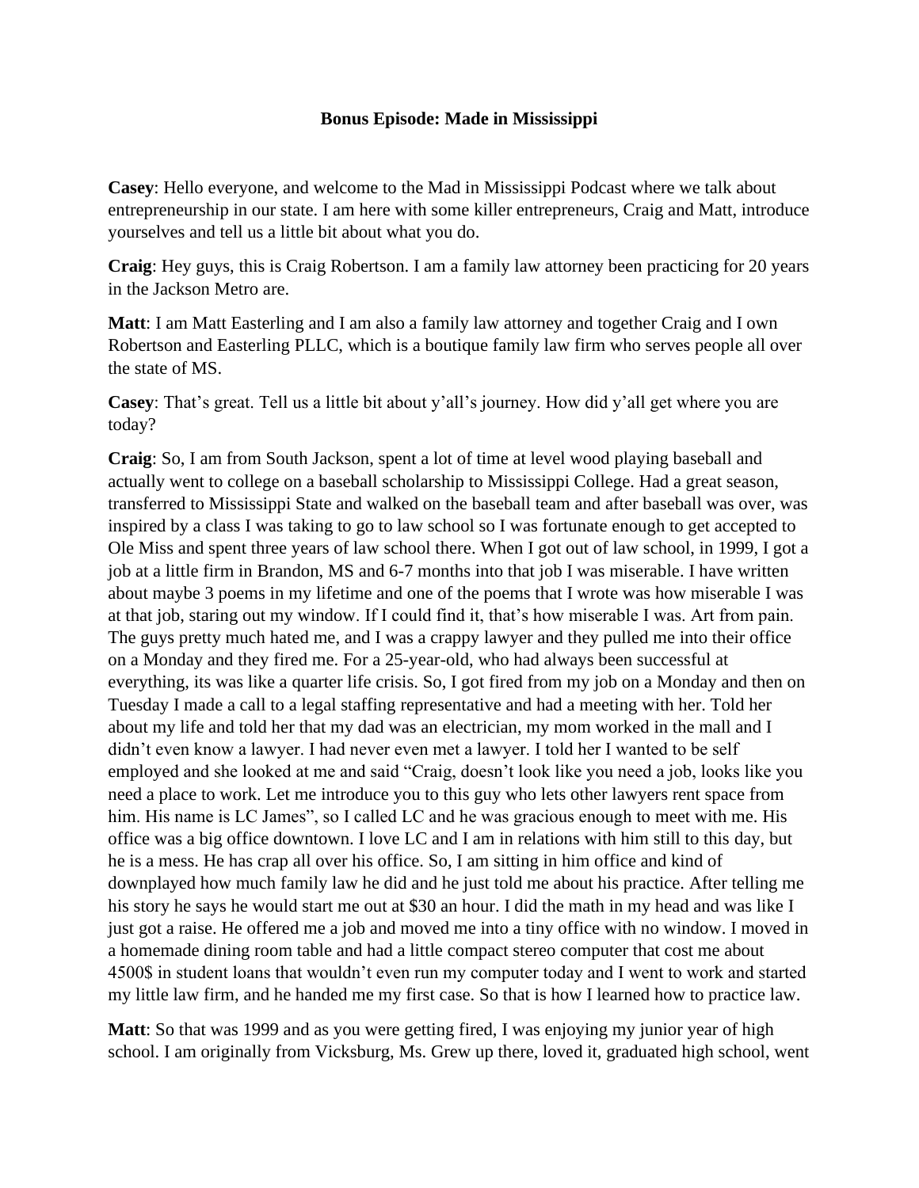**Bonus Episode: Made in Mississippi**

**Casey**: Hello everyone, and welcome to the Mad in Mississippi Podcast where we talk about entrepreneurship in our state. I am here with some killer entrepreneurs, Craig and Matt, introduce yourselves and tell us a little bit about what you do.

**Craig**: Hey guys, this is Craig Robertson. I am a family law attorney been practicing for 20 years in the Jackson Metro are.

**Matt**: I am Matt Easterling and I am also a family law attorney and together Craig and I own Robertson and Easterling PLLC, which is a boutique family law firm who serves people all over the state of MS.

**Casey**: That's great. Tell us a little bit about y'all's journey. How did y'all get where you are today?

**Craig**: So, I am from South Jackson, spent a lot of time at level wood playing baseball and actually went to college on a baseball scholarship to Mississippi College. Had a great season, transferred to Mississippi State and walked on the baseball team and after baseball was over, was inspired by a class I was taking to go to law school so I was fortunate enough to get accepted to Ole Miss and spent three years of law school there. When I got out of law school, in 1999, I got a job at a little firm in Brandon, MS and 6-7 months into that job I was miserable. I have written about maybe 3 poems in my lifetime and one of the poems that I wrote was how miserable I was at that job, staring out my window. If I could find it, that's how miserable I was. Art from pain. The guys pretty much hated me, and I was a crappy lawyer and they pulled me into their office on a Monday and they fired me. For a 25-year-old, who had always been successful at everything, its was like a quarter life crisis. So, I got fired from my job on a Monday and then on Tuesday I made a call to a legal staffing representative and had a meeting with her. Told her about my life and told her that my dad was an electrician, my mom worked in the mall and I didn't even know a lawyer. I had never even met a lawyer. I told her I wanted to be self employed and she looked at me and said "Craig, doesn't look like you need a job, looks like you need a place to work. Let me introduce you to this guy who lets other lawyers rent space from him. His name is LC James", so I called LC and he was gracious enough to meet with me. His office was a big office downtown. I love LC and I am in relations with him still to this day, but he is a mess. He has crap all over his office. So, I am sitting in him office and kind of downplayed how much family law he did and he just told me about his practice. After telling me his story he says he would start me out at $30 an hour. I did the math in my head and was like I just got a raise. He offered me a job and moved me into a tiny office with no window. I moved in a homemade dining room table and had a little compact stereo computer that cost me about 4500$ in student loans that wouldn't even run my computer today and I went to work and started my little law firm, and he handed me my first case. So that is how I learned how to practice law.

**Matt**: So that was 1999 and as you were getting fired, I was enjoying my junior year of high school. I am originally from Vicksburg, Ms. Grew up there, loved it, graduated high school, went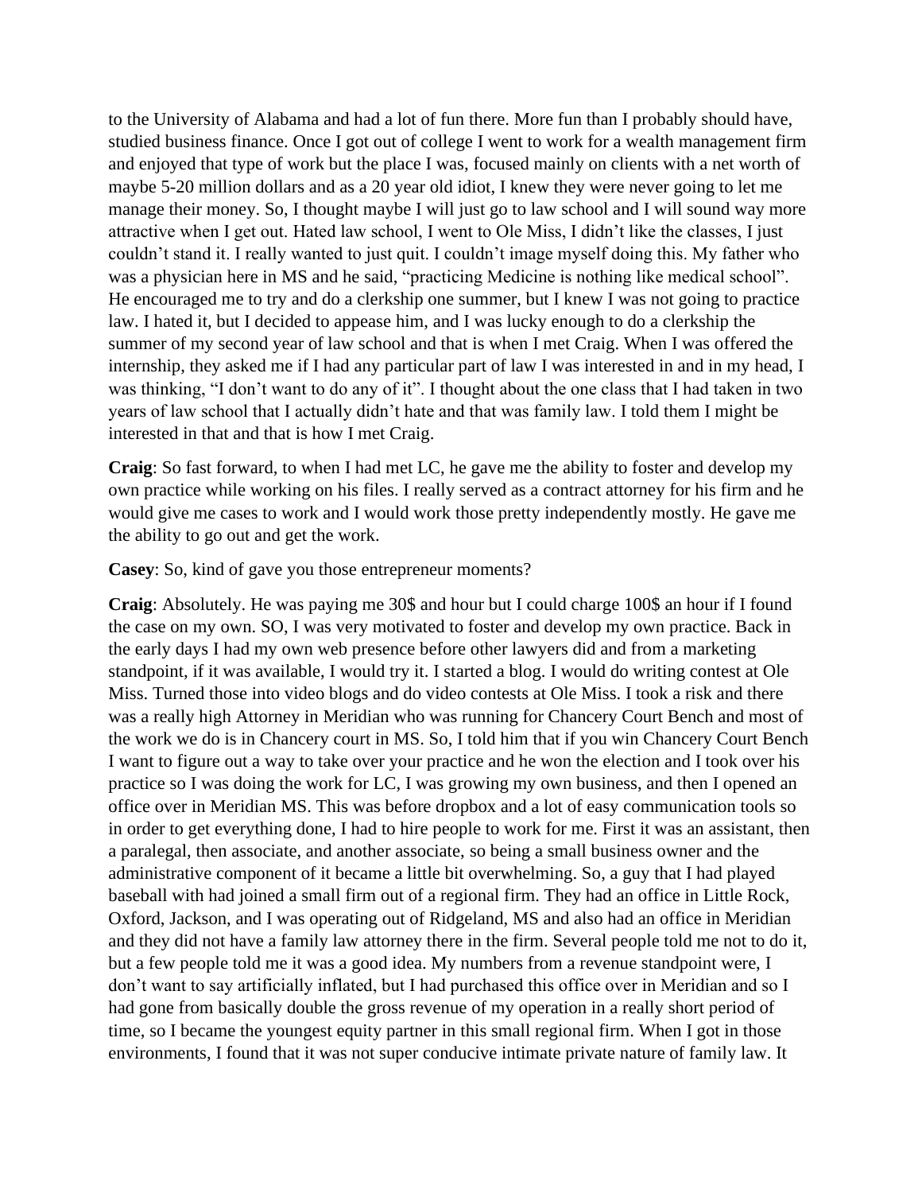to the University of Alabama and had a lot of fun there. More fun than I probably should have, studied business finance. Once I got out of college I went to work for a wealth management firm and enjoyed that type of work but the place I was, focused mainly on clients with a net worth of maybe 5-20 million dollars and as a 20 year old idiot, I knew they were never going to let me manage their money. So, I thought maybe I will just go to law school and I will sound way more attractive when I get out. Hated law school, I went to Ole Miss, I didn't like the classes, I just couldn't stand it. I really wanted to just quit. I couldn't image myself doing this. My father who was a physician here in MS and he said, "practicing Medicine is nothing like medical school". He encouraged me to try and do a clerkship one summer, but I knew I was not going to practice law. I hated it, but I decided to appease him, and I was lucky enough to do a clerkship the summer of my second year of law school and that is when I met Craig. When I was offered the internship, they asked me if I had any particular part of law I was interested in and in my head, I was thinking, "I don't want to do any of it". I thought about the one class that I had taken in two years of law school that I actually didn't hate and that was family law. I told them I might be interested in that and that is how I met Craig.

**Craig**: So fast forward, to when I had met LC, he gave me the ability to foster and develop my own practice while working on his files. I really served as a contract attorney for his firm and he would give me cases to work and I would work those pretty independently mostly. He gave me the ability to go out and get the work.

**Casey**: So, kind of gave you those entrepreneur moments?

**Craig**: Absolutely. He was paying me 30$ and hour but I could charge 100$ an hour if I found the case on my own. SO, I was very motivated to foster and develop my own practice. Back in the early days I had my own web presence before other lawyers did and from a marketing standpoint, if it was available, I would try it. I started a blog. I would do writing contest at Ole Miss. Turned those into video blogs and do video contests at Ole Miss. I took a risk and there was a really high Attorney in Meridian who was running for Chancery Court Bench and most of the work we do is in Chancery court in MS. So, I told him that if you win Chancery Court Bench I want to figure out a way to take over your practice and he won the election and I took over his practice so I was doing the work for LC, I was growing my own business, and then I opened an office over in Meridian MS. This was before dropbox and a lot of easy communication tools so in order to get everything done, I had to hire people to work for me. First it was an assistant, then a paralegal, then associate, and another associate, so being a small business owner and the administrative component of it became a little bit overwhelming. So, a guy that I had played baseball with had joined a small firm out of a regional firm. They had an office in Little Rock, Oxford, Jackson, and I was operating out of Ridgeland, MS and also had an office in Meridian and they did not have a family law attorney there in the firm. Several people told me not to do it, but a few people told me it was a good idea. My numbers from a revenue standpoint were, I don't want to say artificially inflated, but I had purchased this office over in Meridian and so I had gone from basically double the gross revenue of my operation in a really short period of time, so I became the youngest equity partner in this small regional firm. When I got in those environments, I found that it was not super conducive intimate private nature of family law. It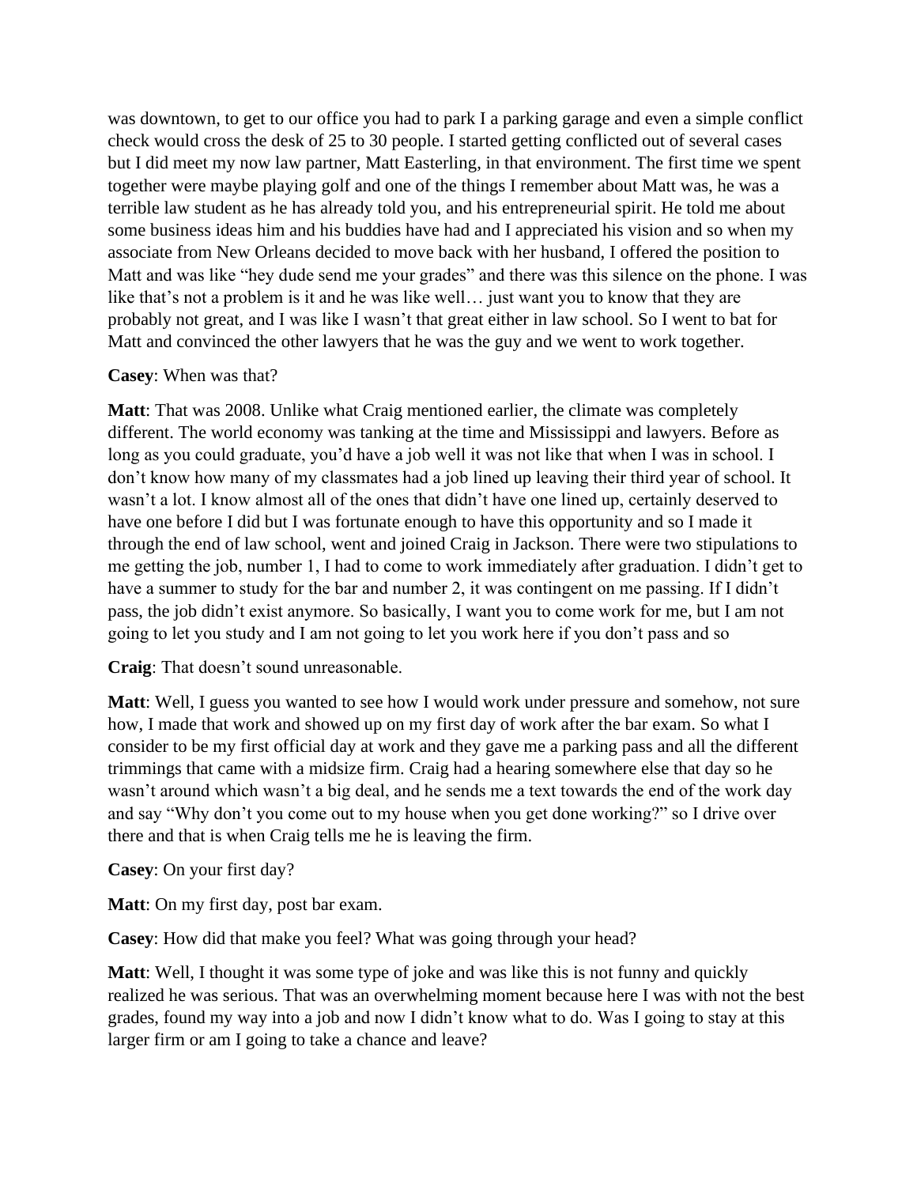was downtown, to get to our office you had to park I a parking garage and even a simple conflict check would cross the desk of 25 to 30 people. I started getting conflicted out of several cases but I did meet my now law partner, Matt Easterling, in that environment. The first time we spent together were maybe playing golf and one of the things I remember about Matt was, he was a terrible law student as he has already told you, and his entrepreneurial spirit. He told me about some business ideas him and his buddies have had and I appreciated his vision and so when my associate from New Orleans decided to move back with her husband, I offered the position to Matt and was like "hey dude send me your grades" and there was this silence on the phone. I was like that's not a problem is it and he was like well… just want you to know that they are probably not great, and I was like I wasn't that great either in law school. So I went to bat for Matt and convinced the other lawyers that he was the guy and we went to work together.

**Casey**: When was that?

**Matt**: That was 2008. Unlike what Craig mentioned earlier, the climate was completely different. The world economy was tanking at the time and Mississippi and lawyers. Before as long as you could graduate, you'd have a job well it was not like that when I was in school. I don't know how many of my classmates had a job lined up leaving their third year of school. It wasn't a lot. I know almost all of the ones that didn't have one lined up, certainly deserved to have one before I did but I was fortunate enough to have this opportunity and so I made it through the end of law school, went and joined Craig in Jackson. There were two stipulations to me getting the job, number 1, I had to come to work immediately after graduation. I didn't get to have a summer to study for the bar and number 2, it was contingent on me passing. If I didn't pass, the job didn't exist anymore. So basically, I want you to come work for me, but I am not going to let you study and I am not going to let you work here if you don't pass and so

**Craig**: That doesn't sound unreasonable.

**Matt**: Well, I guess you wanted to see how I would work under pressure and somehow, not sure how, I made that work and showed up on my first day of work after the bar exam. So what I consider to be my first official day at work and they gave me a parking pass and all the different trimmings that came with a midsize firm. Craig had a hearing somewhere else that day so he wasn't around which wasn't a big deal, and he sends me a text towards the end of the work day and say "Why don't you come out to my house when you get done working?" so I drive over there and that is when Craig tells me he is leaving the firm.

**Casey**: On your first day?

**Matt**: On my first day, post bar exam.

**Casey**: How did that make you feel? What was going through your head?

**Matt**: Well, I thought it was some type of joke and was like this is not funny and quickly realized he was serious. That was an overwhelming moment because here I was with not the best grades, found my way into a job and now I didn't know what to do. Was I going to stay at this larger firm or am I going to take a chance and leave?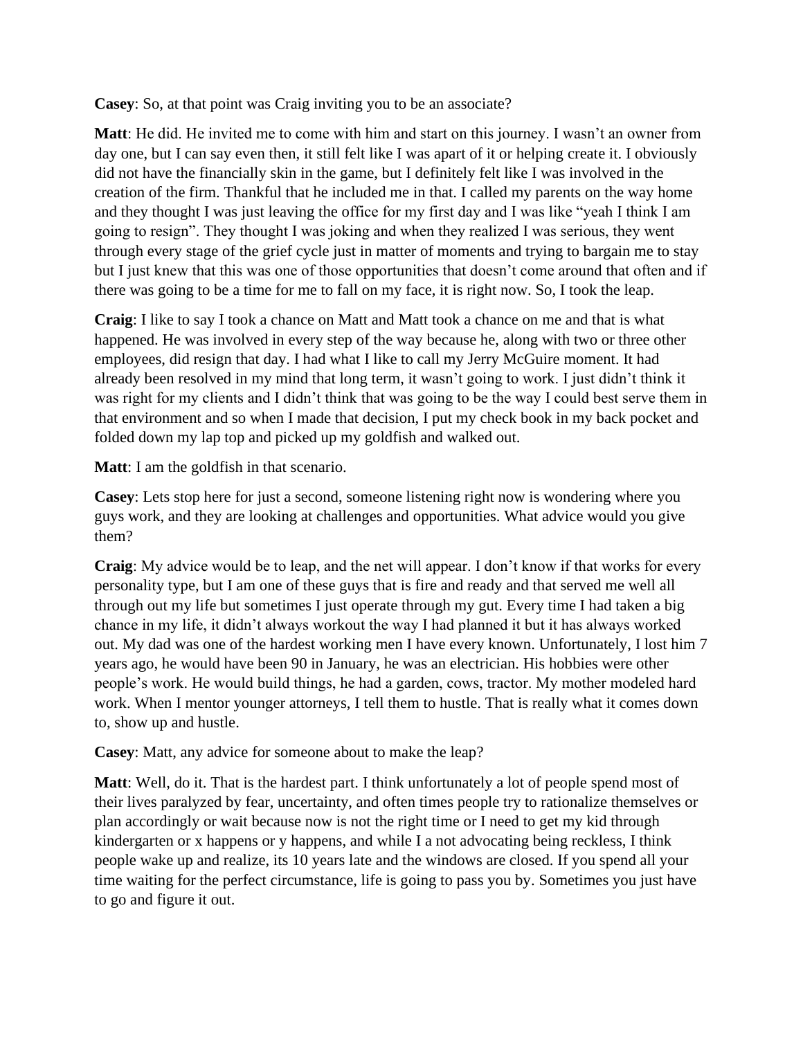**Casey**: So, at that point was Craig inviting you to be an associate?

**Matt**: He did. He invited me to come with him and start on this journey. I wasn't an owner from day one, but I can say even then, it still felt like I was apart of it or helping create it. I obviously did not have the financially skin in the game, but I definitely felt like I was involved in the creation of the firm. Thankful that he included me in that. I called my parents on the way home and they thought I was just leaving the office for my first day and I was like "yeah I think I am going to resign". They thought I was joking and when they realized I was serious, they went through every stage of the grief cycle just in matter of moments and trying to bargain me to stay but I just knew that this was one of those opportunities that doesn't come around that often and if there was going to be a time for me to fall on my face, it is right now. So, I took the leap.

**Craig**: I like to say I took a chance on Matt and Matt took a chance on me and that is what happened. He was involved in every step of the way because he, along with two or three other employees, did resign that day. I had what I like to call my Jerry McGuire moment. It had already been resolved in my mind that long term, it wasn't going to work. I just didn't think it was right for my clients and I didn't think that was going to be the way I could best serve them in that environment and so when I made that decision, I put my check book in my back pocket and folded down my lap top and picked up my goldfish and walked out.

**Matt**: I am the goldfish in that scenario.

**Casey**: Lets stop here for just a second, someone listening right now is wondering where you guys work, and they are looking at challenges and opportunities. What advice would you give them?

**Craig**: My advice would be to leap, and the net will appear. I don't know if that works for every personality type, but I am one of these guys that is fire and ready and that served me well all through out my life but sometimes I just operate through my gut. Every time I had taken a big chance in my life, it didn't always workout the way I had planned it but it has always worked out. My dad was one of the hardest working men I have every known. Unfortunately, I lost him 7 years ago, he would have been 90 in January, he was an electrician. His hobbies were other people's work. He would build things, he had a garden, cows, tractor. My mother modeled hard work. When I mentor younger attorneys, I tell them to hustle. That is really what it comes down to, show up and hustle.

**Casey**: Matt, any advice for someone about to make the leap?

**Matt**: Well, do it. That is the hardest part. I think unfortunately a lot of people spend most of their lives paralyzed by fear, uncertainty, and often times people try to rationalize themselves or plan accordingly or wait because now is not the right time or I need to get my kid through kindergarten or x happens or y happens, and while I a not advocating being reckless, I think people wake up and realize, its 10 years late and the windows are closed. If you spend all your time waiting for the perfect circumstance, life is going to pass you by. Sometimes you just have to go and figure it out.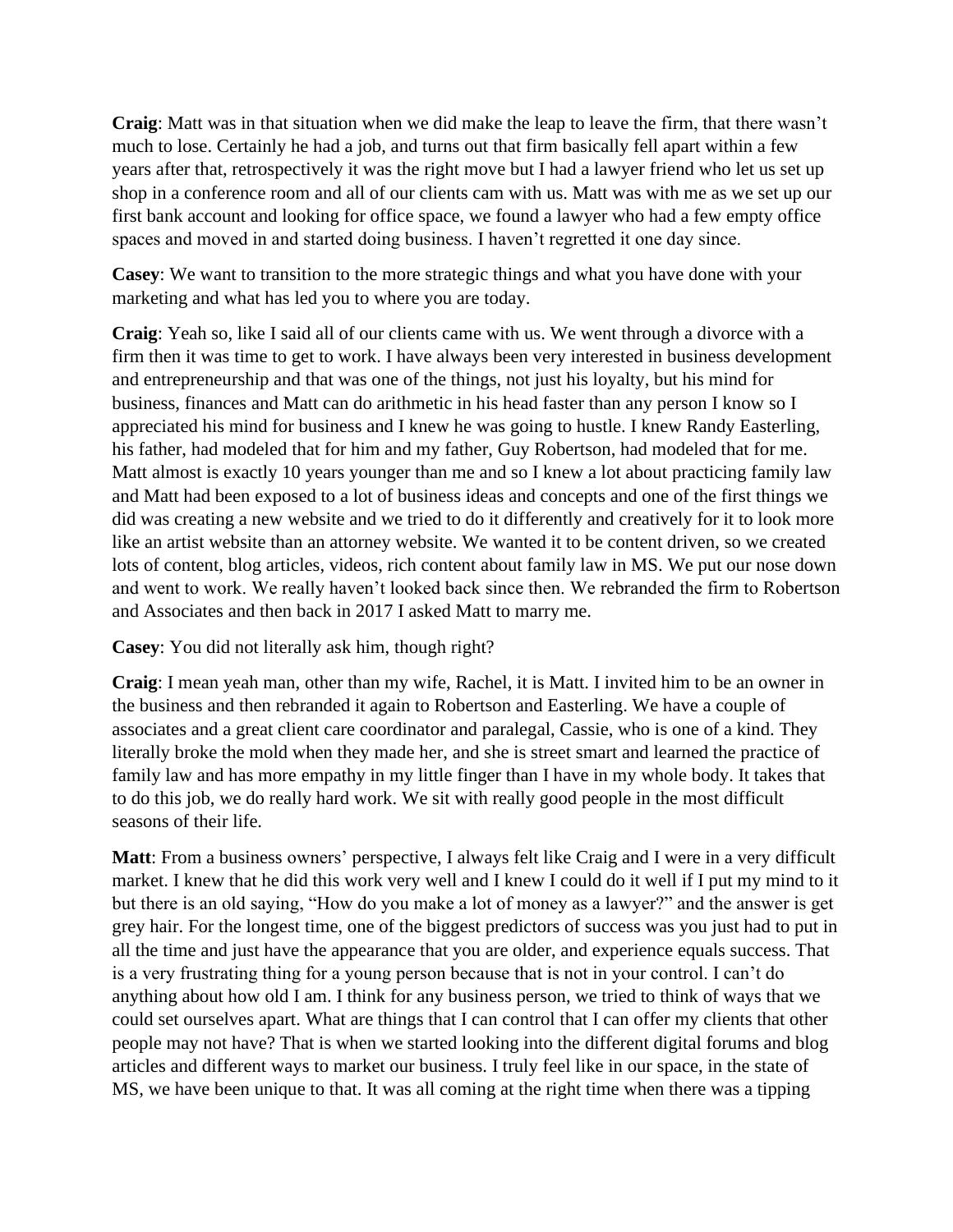**Craig**: Matt was in that situation when we did make the leap to leave the firm, that there wasn't much to lose. Certainly he had a job, and turns out that firm basically fell apart within a few years after that, retrospectively it was the right move but I had a lawyer friend who let us set up shop in a conference room and all of our clients cam with us. Matt was with me as we set up our first bank account and looking for office space, we found a lawyer who had a few empty office spaces and moved in and started doing business. I haven't regretted it one day since.

**Casey**: We want to transition to the more strategic things and what you have done with your marketing and what has led you to where you are today.

**Craig**: Yeah so, like I said all of our clients came with us. We went through a divorce with a firm then it was time to get to work. I have always been very interested in business development and entrepreneurship and that was one of the things, not just his loyalty, but his mind for business, finances and Matt can do arithmetic in his head faster than any person I know so I appreciated his mind for business and I knew he was going to hustle. I knew Randy Easterling, his father, had modeled that for him and my father, Guy Robertson, had modeled that for me. Matt almost is exactly 10 years younger than me and so I knew a lot about practicing family law and Matt had been exposed to a lot of business ideas and concepts and one of the first things we did was creating a new website and we tried to do it differently and creatively for it to look more like an artist website than an attorney website. We wanted it to be content driven, so we created lots of content, blog articles, videos, rich content about family law in MS. We put our nose down and went to work. We really haven't looked back since then. We rebranded the firm to Robertson and Associates and then back in 2017 I asked Matt to marry me.

**Casey**: You did not literally ask him, though right?

**Craig**: I mean yeah man, other than my wife, Rachel, it is Matt. I invited him to be an owner in the business and then rebranded it again to Robertson and Easterling. We have a couple of associates and a great client care coordinator and paralegal, Cassie, who is one of a kind. They literally broke the mold when they made her, and she is street smart and learned the practice of family law and has more empathy in my little finger than I have in my whole body. It takes that to do this job, we do really hard work. We sit with really good people in the most difficult seasons of their life.

**Matt**: From a business owners' perspective, I always felt like Craig and I were in a very difficult market. I knew that he did this work very well and I knew I could do it well if I put my mind to it but there is an old saying, "How do you make a lot of money as a lawyer?" and the answer is get grey hair. For the longest time, one of the biggest predictors of success was you just had to put in all the time and just have the appearance that you are older, and experience equals success. That is a very frustrating thing for a young person because that is not in your control. I can't do anything about how old I am. I think for any business person, we tried to think of ways that we could set ourselves apart. What are things that I can control that I can offer my clients that other people may not have? That is when we started looking into the different digital forums and blog articles and different ways to market our business. I truly feel like in our space, in the state of MS, we have been unique to that. It was all coming at the right time when there was a tipping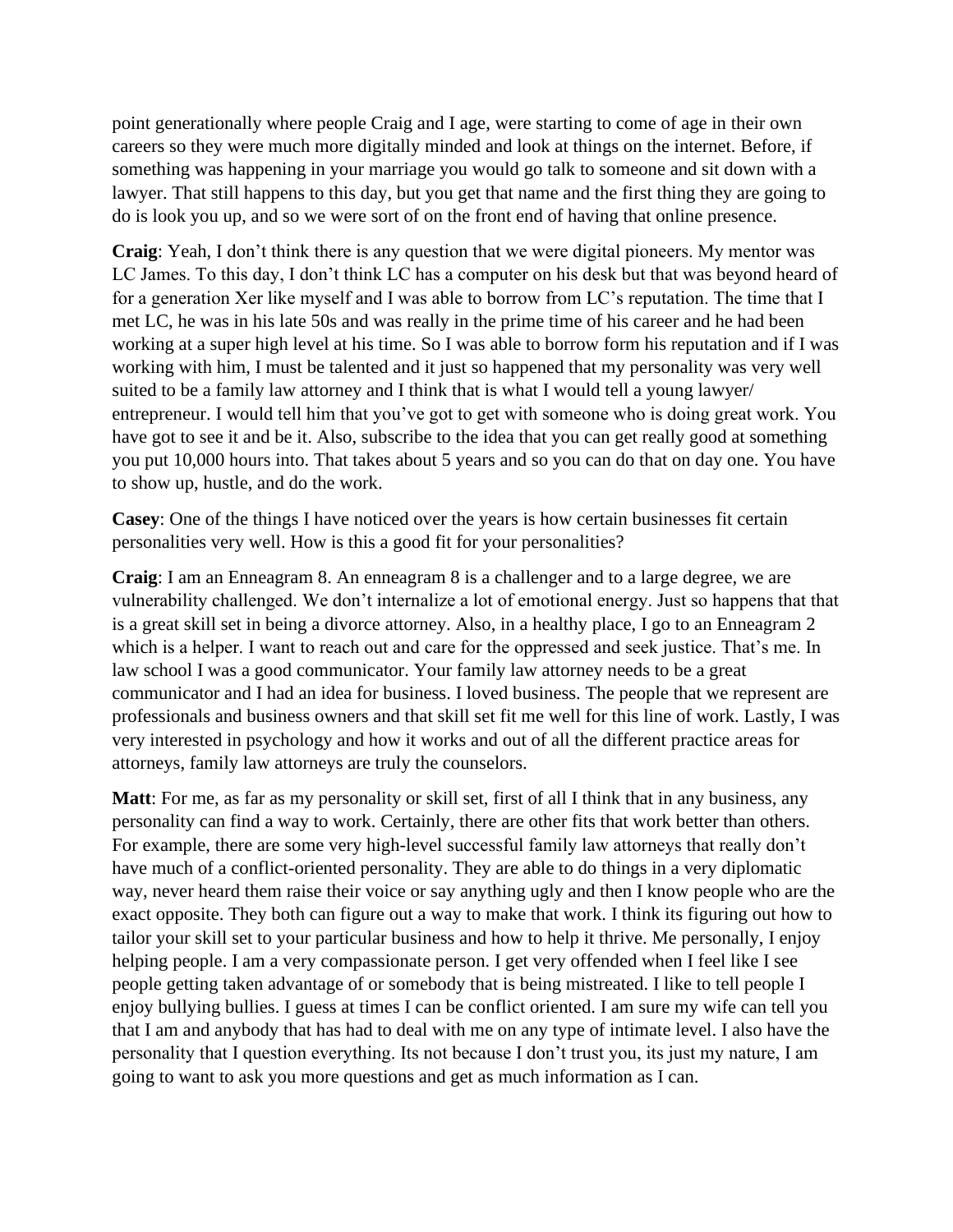point generationally where people Craig and I age, were starting to come of age in their own careers so they were much more digitally minded and look at things on the internet. Before, if something was happening in your marriage you would go talk to someone and sit down with a lawyer. That still happens to this day, but you get that name and the first thing they are going to do is look you up, and so we were sort of on the front end of having that online presence.

**Craig**: Yeah, I don't think there is any question that we were digital pioneers. My mentor was LC James. To this day, I don't think LC has a computer on his desk but that was beyond heard of for a generation Xer like myself and I was able to borrow from LC's reputation. The time that I met LC, he was in his late 50s and was really in the prime time of his career and he had been working at a super high level at his time. So I was able to borrow form his reputation and if I was working with him, I must be talented and it just so happened that my personality was very well suited to be a family law attorney and I think that is what I would tell a young lawyer/ entrepreneur. I would tell him that you've got to get with someone who is doing great work. You have got to see it and be it. Also, subscribe to the idea that you can get really good at something you put 10,000 hours into. That takes about 5 years and so you can do that on day one. You have to show up, hustle, and do the work.

**Casey**: One of the things I have noticed over the years is how certain businesses fit certain personalities very well. How is this a good fit for your personalities?

**Craig**: I am an Enneagram 8. An enneagram 8 is a challenger and to a large degree, we are vulnerability challenged. We don't internalize a lot of emotional energy. Just so happens that that is a great skill set in being a divorce attorney. Also, in a healthy place, I go to an Enneagram 2 which is a helper. I want to reach out and care for the oppressed and seek justice. That's me. In law school I was a good communicator. Your family law attorney needs to be a great communicator and I had an idea for business. I loved business. The people that we represent are professionals and business owners and that skill set fit me well for this line of work. Lastly, I was very interested in psychology and how it works and out of all the different practice areas for attorneys, family law attorneys are truly the counselors.

**Matt**: For me, as far as my personality or skill set, first of all I think that in any business, any personality can find a way to work. Certainly, there are other fits that work better than others. For example, there are some very high-level successful family law attorneys that really don't have much of a conflict-oriented personality. They are able to do things in a very diplomatic way, never heard them raise their voice or say anything ugly and then I know people who are the exact opposite. They both can figure out a way to make that work. I think its figuring out how to tailor your skill set to your particular business and how to help it thrive. Me personally, I enjoy helping people. I am a very compassionate person. I get very offended when I feel like I see people getting taken advantage of or somebody that is being mistreated. I like to tell people I enjoy bullying bullies. I guess at times I can be conflict oriented. I am sure my wife can tell you that I am and anybody that has had to deal with me on any type of intimate level. I also have the personality that I question everything. Its not because I don't trust you, its just my nature, I am going to want to ask you more questions and get as much information as I can.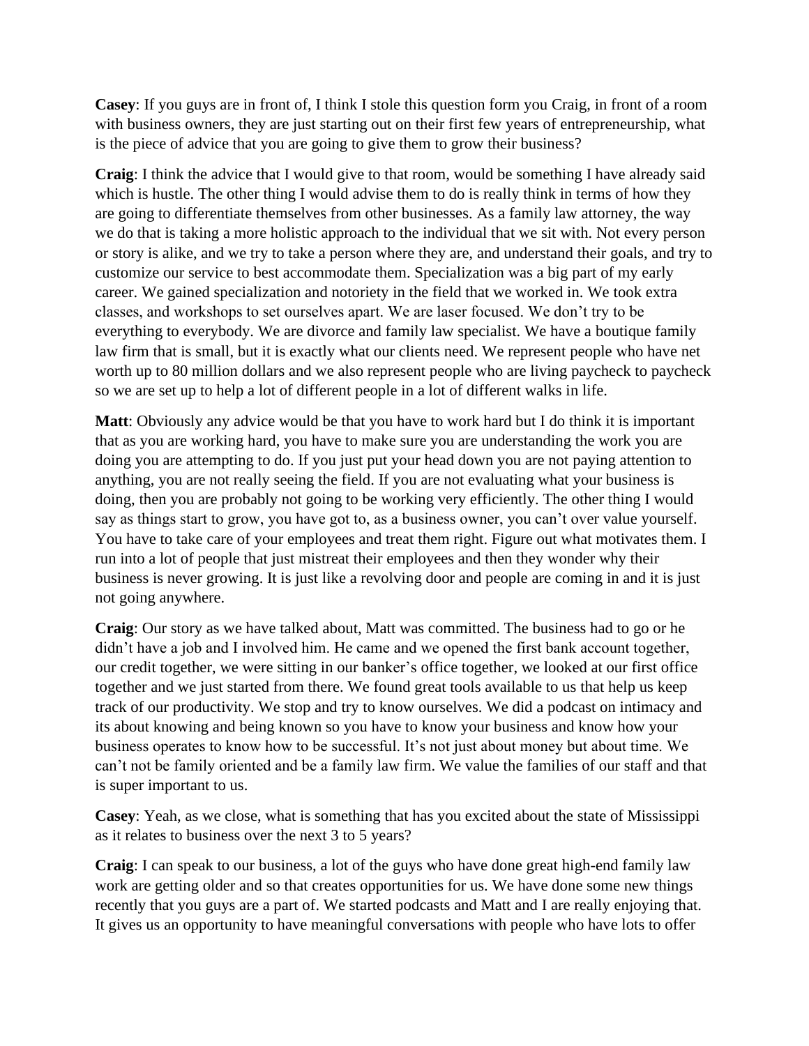**Casey**: If you guys are in front of, I think I stole this question form you Craig, in front of a room with business owners, they are just starting out on their first few years of entrepreneurship, what is the piece of advice that you are going to give them to grow their business?

**Craig**: I think the advice that I would give to that room, would be something I have already said which is hustle. The other thing I would advise them to do is really think in terms of how they are going to differentiate themselves from other businesses. As a family law attorney, the way we do that is taking a more holistic approach to the individual that we sit with. Not every person or story is alike, and we try to take a person where they are, and understand their goals, and try to customize our service to best accommodate them. Specialization was a big part of my early career. We gained specialization and notoriety in the field that we worked in. We took extra classes, and workshops to set ourselves apart. We are laser focused. We don't try to be everything to everybody. We are divorce and family law specialist. We have a boutique family law firm that is small, but it is exactly what our clients need. We represent people who have net worth up to 80 million dollars and we also represent people who are living paycheck to paycheck so we are set up to help a lot of different people in a lot of different walks in life.

**Matt**: Obviously any advice would be that you have to work hard but I do think it is important that as you are working hard, you have to make sure you are understanding the work you are doing you are attempting to do. If you just put your head down you are not paying attention to anything, you are not really seeing the field. If you are not evaluating what your business is doing, then you are probably not going to be working very efficiently. The other thing I would say as things start to grow, you have got to, as a business owner, you can't over value yourself. You have to take care of your employees and treat them right. Figure out what motivates them. I run into a lot of people that just mistreat their employees and then they wonder why their business is never growing. It is just like a revolving door and people are coming in and it is just not going anywhere.

**Craig**: Our story as we have talked about, Matt was committed. The business had to go or he didn't have a job and I involved him. He came and we opened the first bank account together, our credit together, we were sitting in our banker's office together, we looked at our first office together and we just started from there. We found great tools available to us that help us keep track of our productivity. We stop and try to know ourselves. We did a podcast on intimacy and its about knowing and being known so you have to know your business and know how your business operates to know how to be successful. It's not just about money but about time. We can't not be family oriented and be a family law firm. We value the families of our staff and that is super important to us.

**Casey**: Yeah, as we close, what is something that has you excited about the state of Mississippi as it relates to business over the next 3 to 5 years?

**Craig**: I can speak to our business, a lot of the guys who have done great high-end family law work are getting older and so that creates opportunities for us. We have done some new things recently that you guys are a part of. We started podcasts and Matt and I are really enjoying that. It gives us an opportunity to have meaningful conversations with people who have lots to offer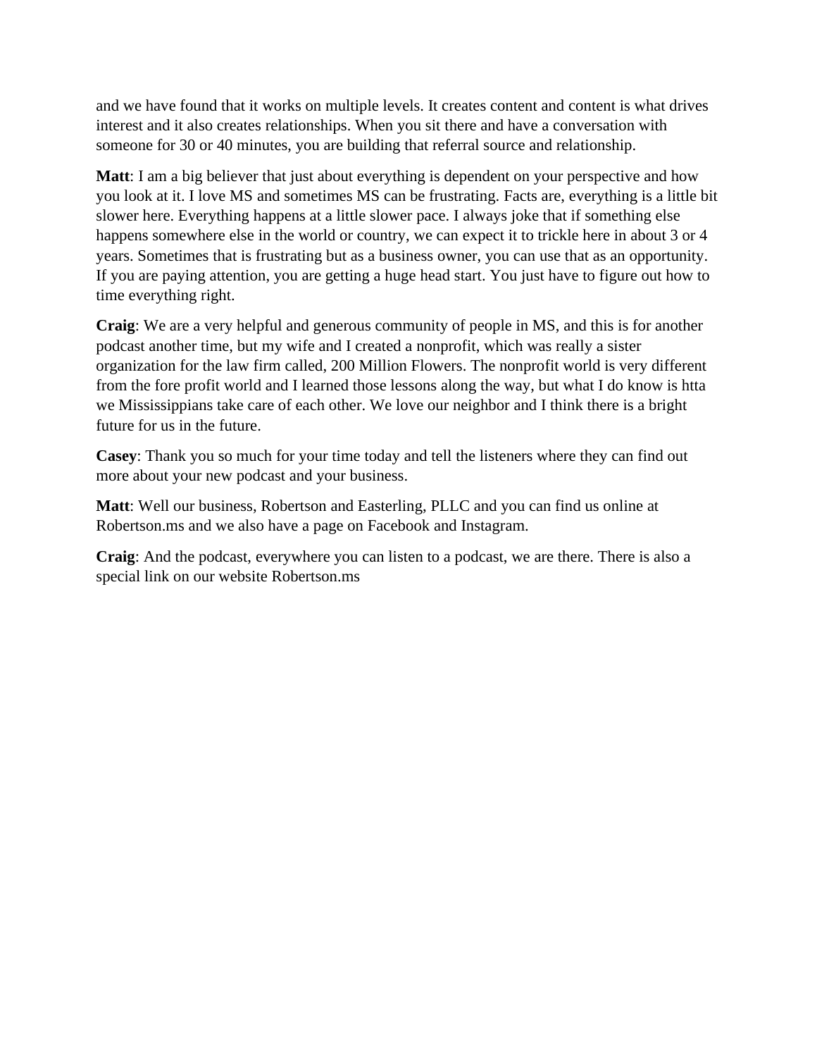and we have found that it works on multiple levels. It creates content and content is what drives interest and it also creates relationships. When you sit there and have a conversation with someone for 30 or 40 minutes, you are building that referral source and relationship.

**Matt**: I am a big believer that just about everything is dependent on your perspective and how you look at it. I love MS and sometimes MS can be frustrating. Facts are, everything is a little bit slower here. Everything happens at a little slower pace. I always joke that if something else happens somewhere else in the world or country, we can expect it to trickle here in about 3 or 4 years. Sometimes that is frustrating but as a business owner, you can use that as an opportunity. If you are paying attention, you are getting a huge head start. You just have to figure out how to time everything right.

**Craig**: We are a very helpful and generous community of people in MS, and this is for another podcast another time, but my wife and I created a nonprofit, which was really a sister organization for the law firm called, 200 Million Flowers. The nonprofit world is very different from the fore profit world and I learned those lessons along the way, but what I do know is htta we Mississippians take care of each other. We love our neighbor and I think there is a bright future for us in the future.

**Casey**: Thank you so much for your time today and tell the listeners where they can find out more about your new podcast and your business.

**Matt**: Well our business, Robertson and Easterling, PLLC and you can find us online at Robertson.ms and we also have a page on Facebook and Instagram.

**Craig**: And the podcast, everywhere you can listen to a podcast, we are there. There is also a special link on our website Robertson.ms